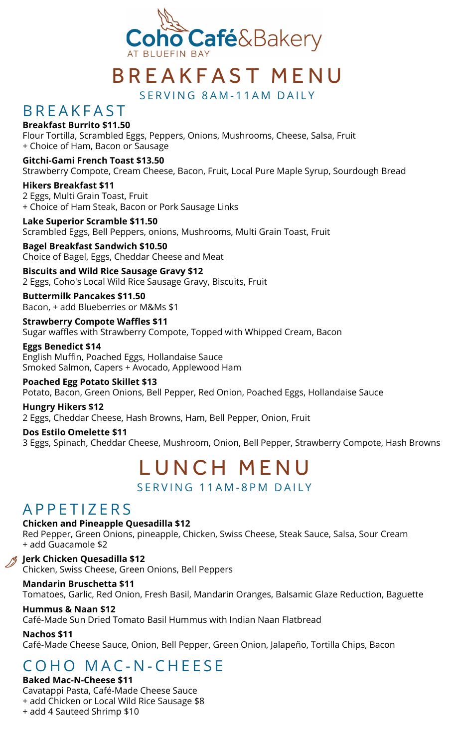# Coho Café&Bakery

AT BLUEFIN BAY

# BREAKFAST MENU

SERVING 8AM-11AM DAILY

## BREAKFAST

**Breakfast Burrito $11.50**
Flour Tortilla, Scrambled Eggs, Peppers, Onions, Mushrooms, Cheese, Salsa, Fruit
+ Choice of Ham, Bacon or Sausage

**Gitchi-Gami French Toast $13.50**
Strawberry Compote, Cream Cheese, Bacon, Fruit, Local Pure Maple Syrup, Sourdough Bread

**Hikers Breakfast $11**
2 Eggs, Multi Grain Toast, Fruit
+ Choice of Ham Steak, Bacon or Pork Sausage Links

**Lake Superior Scramble $11.50**
Scrambled Eggs, Bell Peppers, onions, Mushrooms, Multi Grain Toast, Fruit

**Bagel Breakfast Sandwich $10.50**
Choice of Bagel, Eggs, Cheddar Cheese and Meat

**Biscuits and Wild Rice Sausage Gravy $12**
2 Eggs, Coho's Local Wild Rice Sausage Gravy, Biscuits, Fruit

**Buttermilk Pancakes $11.50**
Bacon, + add Blueberries or M&Ms $1

**Strawberry Compote Waffles $11**
Sugar waffles with Strawberry Compote, Topped with Whipped Cream, Bacon

**Eggs Benedict $14**
English Muffin, Poached Eggs, Hollandaise Sauce
Smoked Salmon, Capers + Avocado, Applewood Ham

**Poached Egg Potato Skillet $13**
Potato, Bacon, Green Onions, Bell Pepper, Red Onion, Poached Eggs, Hollandaise Sauce

**Hungry Hikers $12**
2 Eggs, Cheddar Cheese, Hash Browns, Ham, Bell Pepper, Onion, Fruit

**Dos Estilo Omelette $11**
3 Eggs, Spinach, Cheddar Cheese, Mushroom, Onion, Bell Pepper, Strawberry Compote, Hash Browns

# LUNCH MENU

SERVING 11AM-8PM DAILY

## APPETIZERS

**Chicken and Pineapple Quesadilla $12**
Red Pepper, Green Onions, pineapple, Chicken, Swiss Cheese, Steak Sauce, Salsa, Sour Cream
+ add Guacamole $2

**Jerk Chicken Quesadilla $12**
Chicken, Swiss Cheese, Green Onions, Bell Peppers

**Mandarin Bruschetta $11**
Tomatoes, Garlic, Red Onion, Fresh Basil, Mandarin Oranges, Balsamic Glaze Reduction, Baguette

**Hummus & Naan $12**
Café-Made Sun Dried Tomato Basil Hummus with Indian Naan Flatbread

**Nachos $11**
Café-Made Cheese Sauce, Onion, Bell Pepper, Green Onion, Jalapeño, Tortilla Chips, Bacon

## COHO MAC-N-CHEESE

**Baked Mac-N-Cheese $11**
Cavatappi Pasta, Café-Made Cheese Sauce
+ add Chicken or Local Wild Rice Sausage $8
+ add 4 Sauteed Shrimp $10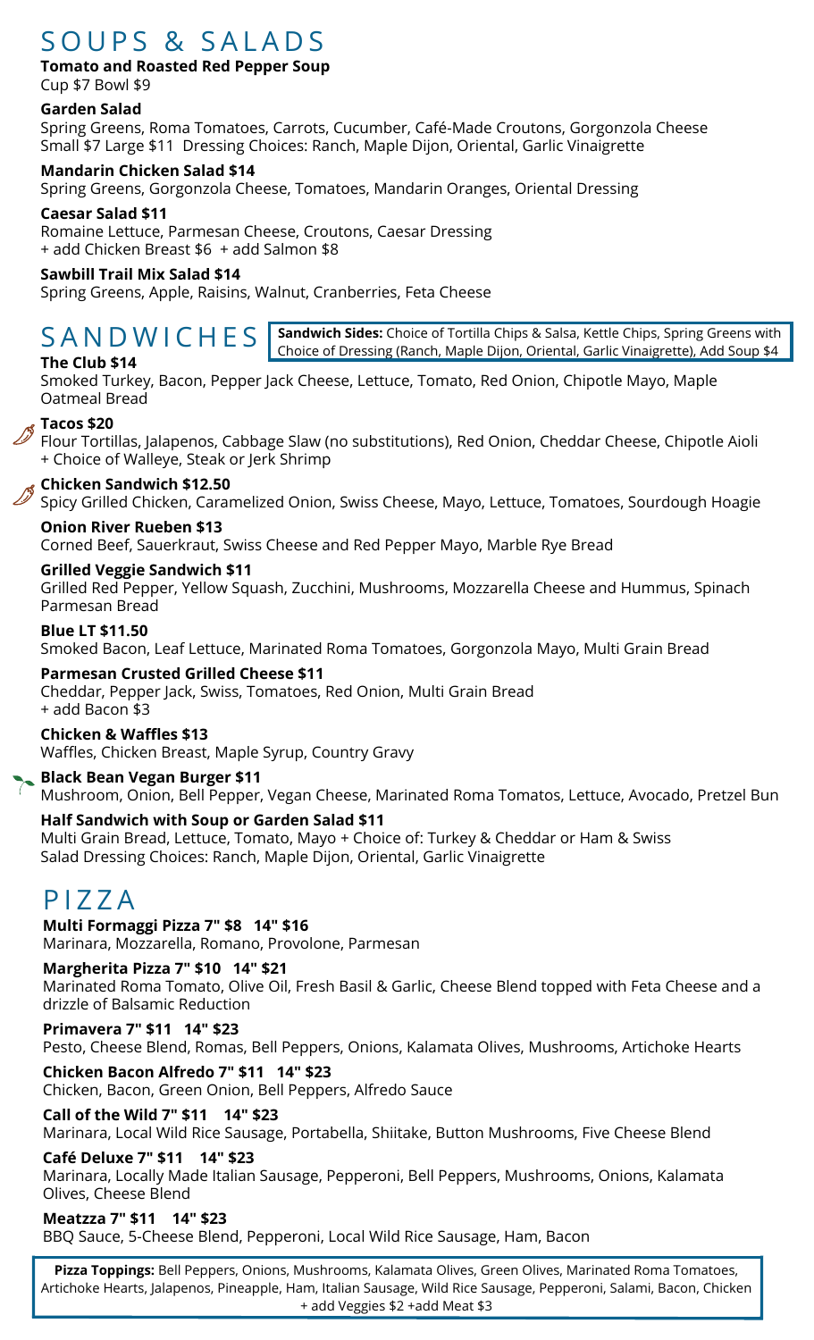# SOUPS & SALADS

**Tomato and Roasted Red Pepper Soup**
Cup $7 Bowl $9

**Garden Salad**
Spring Greens, Roma Tomatoes, Carrots, Cucumber, Café-Made Croutons, Gorgonzola Cheese
Small $7 Large $11 Dressing Choices: Ranch, Maple Dijon, Oriental, Garlic Vinaigrette

**Mandarin Chicken Salad $14**
Spring Greens, Gorgonzola Cheese, Tomatoes, Mandarin Oranges, Oriental Dressing

**Caesar Salad $11**
Romaine Lettuce, Parmesan Cheese, Croutons, Caesar Dressing
+ add Chicken Breast $6 + add Salmon $8

**Sawbill Trail Mix Salad $14**
Spring Greens, Apple, Raisins, Walnut, Cranberries, Feta Cheese

# SANDWICHES

**Sandwich Sides:** Choice of Tortilla Chips & Salsa, Kettle Chips, Spring Greens with Choice of Dressing (Ranch, Maple Dijon, Oriental, Garlic Vinaigrette), Add Soup $4

**The Club $14**
Smoked Turkey, Bacon, Pepper Jack Cheese, Lettuce, Tomato, Red Onion, Chipotle Mayo, Maple Oatmeal Bread

**Tacos $20**
Flour Tortillas, Jalapenos, Cabbage Slaw (no substitutions), Red Onion, Cheddar Cheese, Chipotle Aioli
+ Choice of Walleye, Steak or Jerk Shrimp

**Chicken Sandwich $12.50**
Spicy Grilled Chicken, Caramelized Onion, Swiss Cheese, Mayo, Lettuce, Tomatoes, Sourdough Hoagie

**Onion River Rueben $13**
Corned Beef, Sauerkraut, Swiss Cheese and Red Pepper Mayo, Marble Rye Bread

**Grilled Veggie Sandwich $11**
Grilled Red Pepper, Yellow Squash, Zucchini, Mushrooms, Mozzarella Cheese and Hummus, Spinach Parmesan Bread

**Blue LT $11.50**
Smoked Bacon, Leaf Lettuce, Marinated Roma Tomatoes, Gorgonzola Mayo, Multi Grain Bread

**Parmesan Crusted Grilled Cheese $11**
Cheddar, Pepper Jack, Swiss, Tomatoes, Red Onion, Multi Grain Bread
+ add Bacon $3

**Chicken & Waffles $13**
Waffles, Chicken Breast, Maple Syrup, Country Gravy

**Black Bean Vegan Burger $11**
Mushroom, Onion, Bell Pepper, Vegan Cheese, Marinated Roma Tomatos, Lettuce, Avocado, Pretzel Bun

**Half Sandwich with Soup or Garden Salad $11**
Multi Grain Bread, Lettuce, Tomato, Mayo + Choice of: Turkey & Cheddar or Ham & Swiss
Salad Dressing Choices: Ranch, Maple Dijon, Oriental, Garlic Vinaigrette

# PIZZA

**Multi Formaggi Pizza 7" $8 14" $16**
Marinara, Mozzarella, Romano, Provolone, Parmesan

**Margherita Pizza 7" $10 14" $21**
Marinated Roma Tomato, Olive Oil, Fresh Basil & Garlic, Cheese Blend topped with Feta Cheese and a drizzle of Balsamic Reduction

**Primavera 7" $11 14" $23**
Pesto, Cheese Blend, Romas, Bell Peppers, Onions, Kalamata Olives, Mushrooms, Artichoke Hearts

**Chicken Bacon Alfredo 7" $11 14" $23**
Chicken, Bacon, Green Onion, Bell Peppers, Alfredo Sauce

**Call of the Wild 7" $11 14" $23**
Marinara, Local Wild Rice Sausage, Portabella, Shiitake, Button Mushrooms, Five Cheese Blend

**Café Deluxe 7" $11 14" $23**
Marinara, Locally Made Italian Sausage, Pepperoni, Bell Peppers, Mushrooms, Onions, Kalamata Olives, Cheese Blend

**Meatzza 7" $11 14" $23**
BBQ Sauce, 5-Cheese Blend, Pepperoni, Local Wild Rice Sausage, Ham, Bacon

**Pizza Toppings:** Bell Peppers, Onions, Mushrooms, Kalamata Olives, Green Olives, Marinated Roma Tomatoes, Artichoke Hearts, Jalapenos, Pineapple, Ham, Italian Sausage, Wild Rice Sausage, Pepperoni, Salami, Bacon, Chicken
+ add Veggies $2 +add Meat $3